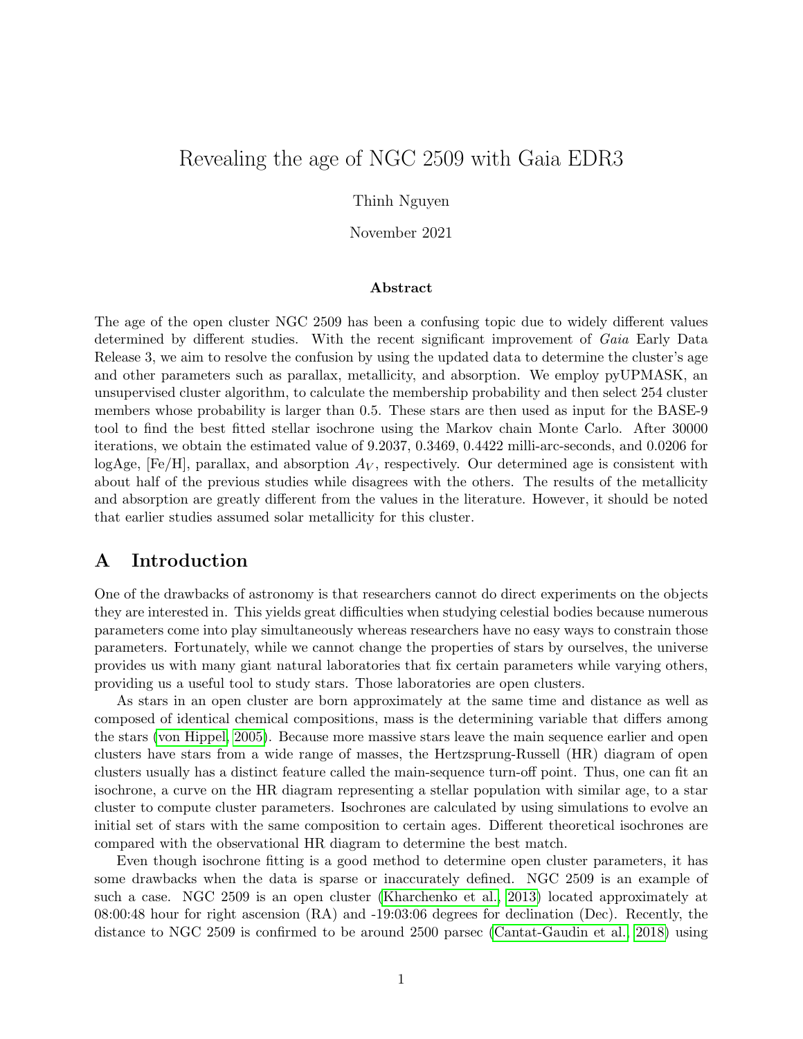# Revealing the age of NGC 2509 with Gaia EDR3

Thinh Nguyen

November 2021

### Abstract

The age of the open cluster NGC 2509 has been a confusing topic due to widely different values determined by different studies. With the recent significant improvement of *Gaia* Early Data Release 3, we aim to resolve the confusion by using the updated data to determine the cluster's age and other parameters such as parallax, metallicity, and absorption. We employ pyUPMASK, an unsupervised cluster algorithm, to calculate the membership probability and then select 254 cluster members whose probability is larger than 0.5. These stars are then used as input for the BASE-9 tool to find the best fitted stellar isochrone using the Markov chain Monte Carlo. After 30000 iterations, we obtain the estimated value of 9.2037, 0.3469, 0.4422 milli-arc-seconds, and 0.0206 for logAge, [Fe/H], parallax, and absorption $A_V$, respectively. Our determined age is consistent with about half of the previous studies while disagrees with the others. The results of the metallicity and absorption are greatly different from the values in the literature. However, it should be noted that earlier studies assumed solar metallicity for this cluster.

## A Introduction

One of the drawbacks of astronomy is that researchers cannot do direct experiments on the objects they are interested in. This yields great difficulties when studying celestial bodies because numerous parameters come into play simultaneously whereas researchers have no easy ways to constrain those parameters. Fortunately, while we cannot change the properties of stars by ourselves, the universe provides us with many giant natural laboratories that fix certain parameters while varying others, providing us a useful tool to study stars. Those laboratories are open clusters.

As stars in an open cluster are born approximately at the same time and distance as well as composed of identical chemical compositions, mass is the determining variable that differs among the stars (von Hippel, 2005). Because more massive stars leave the main sequence earlier and open clusters have stars from a wide range of masses, the Hertzsprung-Russell (HR) diagram of open clusters usually has a distinct feature called the main-sequence turn-off point. Thus, one can fit an isochrone, a curve on the HR diagram representing a stellar population with similar age, to a star cluster to compute cluster parameters. Isochrones are calculated by using simulations to evolve an initial set of stars with the same composition to certain ages. Different theoretical isochrones are compared with the observational HR diagram to determine the best match.

Even though isochrone fitting is a good method to determine open cluster parameters, it has some drawbacks when the data is sparse or inaccurately defined. NGC 2509 is an example of such a case. NGC 2509 is an open cluster (Kharchenko et al., 2013) located approximately at 08:00:48 hour for right ascension (RA) and -19:03:06 degrees for declination (Dec). Recently, the distance to NGC 2509 is confirmed to be around 2500 parsec (Cantat-Gaudin et al., 2018) using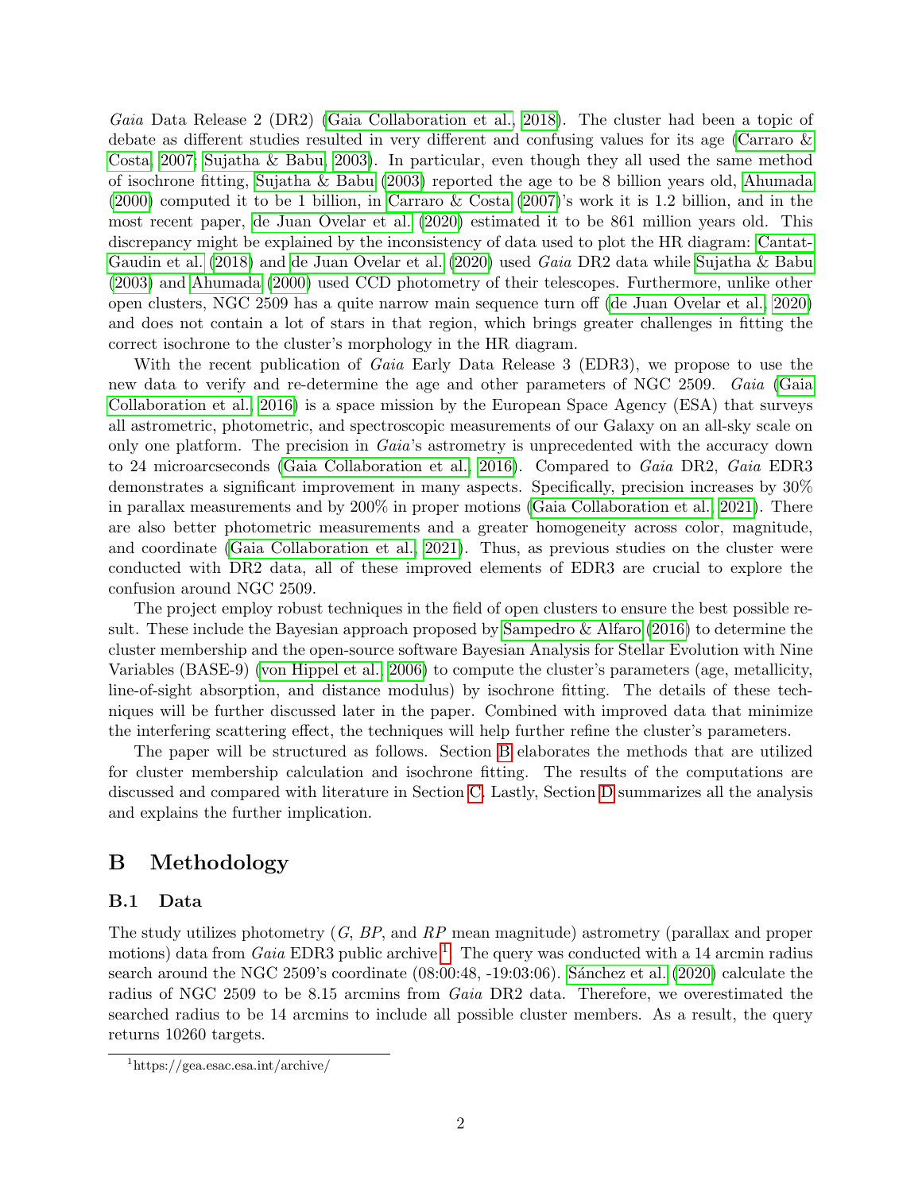*Gaia* Data Release 2 (DR2) (Gaia Collaboration et al., 2018). The cluster had been a topic of debate as different studies resulted in very different and confusing values for its age (Carraro & Costa, 2007; Sujatha & Babu, 2003). In particular, even though they all used the same method of isochrone fitting, Sujatha & Babu (2003) reported the age to be 8 billion years old, Ahumada (2000) computed it to be 1 billion, in Carraro & Costa (2007)'s work it is 1.2 billion, and in the most recent paper, de Juan Ovelar et al. (2020) estimated it to be 861 million years old. This discrepancy might be explained by the inconsistency of data used to plot the HR diagram: Cantat-Gaudin et al. (2018) and de Juan Ovelar et al. (2020) used *Gaia* DR2 data while Sujatha & Babu (2003) and Ahumada (2000) used CCD photometry of their telescopes. Furthermore, unlike other open clusters, NGC 2509 has a quite narrow main sequence turn off (de Juan Ovelar et al., 2020) and does not contain a lot of stars in that region, which brings greater challenges in fitting the correct isochrone to the cluster's morphology in the HR diagram.

With the recent publication of *Gaia* Early Data Release 3 (EDR3), we propose to use the new data to verify and re-determine the age and other parameters of NGC 2509. *Gaia* (Gaia Collaboration et al., 2016) is a space mission by the European Space Agency (ESA) that surveys all astrometric, photometric, and spectroscopic measurements of our Galaxy on an all-sky scale on only one platform. The precision in *Gaia*'s astrometry is unprecedented with the accuracy down to 24 microarcseconds (Gaia Collaboration et al., 2016). Compared to *Gaia* DR2, *Gaia* EDR3 demonstrates a significant improvement in many aspects. Specifically, precision increases by 30% in parallax measurements and by 200% in proper motions (Gaia Collaboration et al., 2021). There are also better photometric measurements and a greater homogeneity across color, magnitude, and coordinate (Gaia Collaboration et al., 2021). Thus, as previous studies on the cluster were conducted with DR2 data, all of these improved elements of EDR3 are crucial to explore the confusion around NGC 2509.

The project employ robust techniques in the field of open clusters to ensure the best possible result. These include the Bayesian approach proposed by Sampedro & Alfaro (2016) to determine the cluster membership and the open-source software Bayesian Analysis for Stellar Evolution with Nine Variables (BASE-9) (von Hippel et al., 2006) to compute the cluster's parameters (age, metallicity, line-of-sight absorption, and distance modulus) by isochrone fitting. The details of these techniques will be further discussed later in the paper. Combined with improved data that minimize the interfering scattering effect, the techniques will help further refine the cluster's parameters.

The paper will be structured as follows. Section B elaborates the methods that are utilized for cluster membership calculation and isochrone fitting. The results of the computations are discussed and compared with literature in Section C. Lastly, Section D summarizes all the analysis and explains the further implication.

# B Methodology

## B.1 Data

The study utilizes photometry ($G$, $BP$, and $RP$ mean magnitude) astrometry (parallax and proper motions) data from *Gaia* EDR3 public archive [1]. The query was conducted with a 14 arcmin radius search around the NGC 2509's coordinate (08:00:48, -19:03:06). Sánchez et al. (2020) calculate the radius of NGC 2509 to be 8.15 arcmins from *Gaia* DR2 data. Therefore, we overestimated the searched radius to be 14 arcmins to include all possible cluster members. As a result, the query returns 10260 targets.

[1] https://gea.esac.esa.int/archive/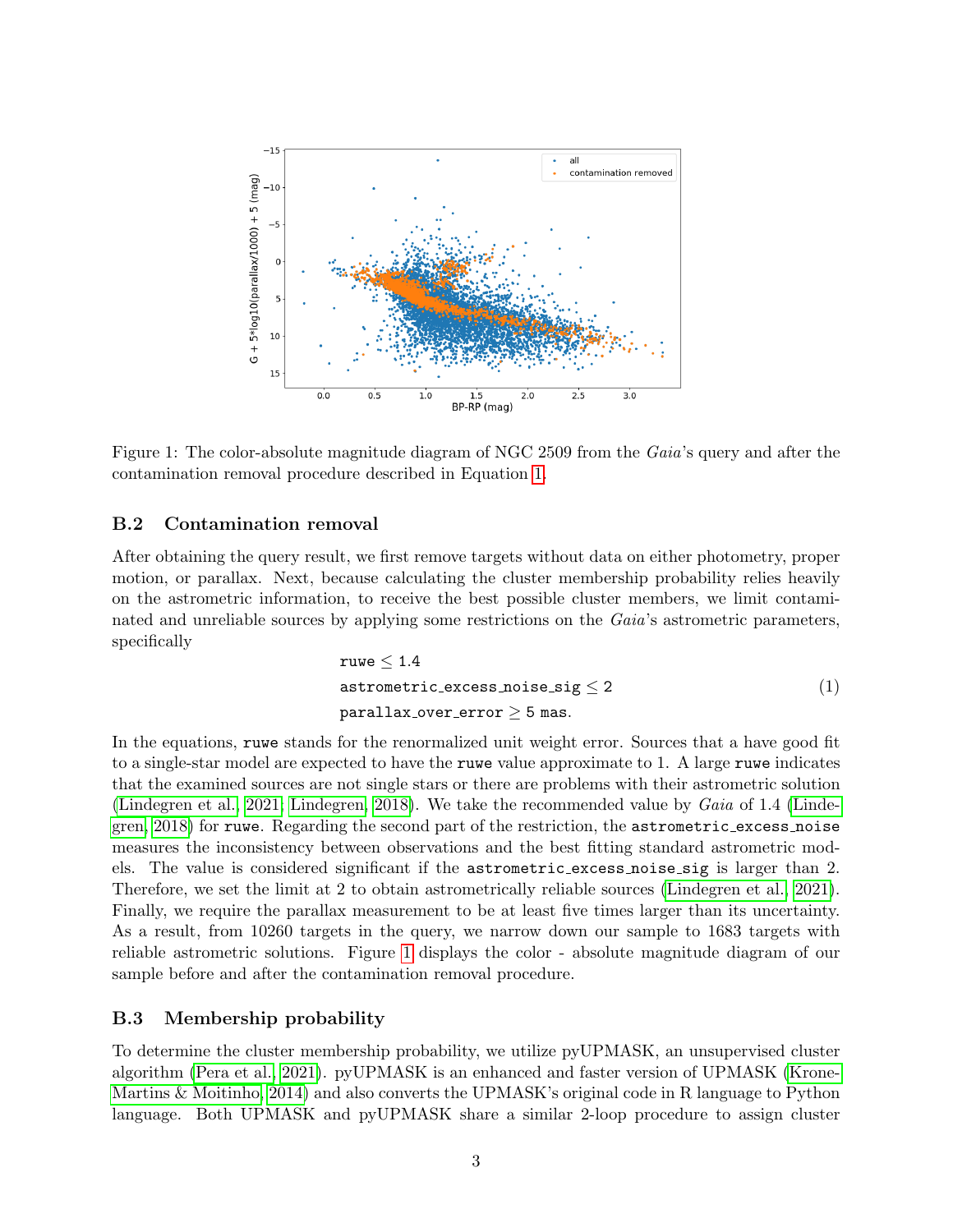Figure 1: The color-absolute magnitude diagram of NGC 2509 from the *Gaia*'s query and after the contamination removal procedure described in Equation 1.

### B.2 Contamination removal

After obtaining the query result, we first remove targets without data on either photometry, proper motion, or parallax. Next, because calculating the cluster membership probability relies heavily on the astrometric information, to receive the best possible cluster members, we limit contaminated and unreliable sources by applying some restrictions on the *Gaia*'s astrometric parameters, specifically

$$\begin{aligned}
&\texttt{ruwe} \leq 1.4 \\
&\texttt{astrometric\_excess\_noise\_sig} \leq 2 \\
&\texttt{parallax\_over\_error} \geq 5 \ \texttt{mas}.
\end{aligned} \tag{1}$$

In the equations, `ruwe` stands for the renormalized unit weight error. Sources that a have good fit to a single-star model are expected to have the `ruwe` value approximate to 1. A large `ruwe` indicates that the examined sources are not single stars or there are problems with their astrometric solution (Lindegren et al., 2021; Lindegren, 2018). We take the recommended value by *Gaia* of 1.4 (Lindegren, 2018) for `ruwe`. Regarding the second part of the restriction, the `astrometric_excess_noise` measures the inconsistency between observations and the best fitting standard astrometric models. The value is considered significant if the `astrometric_excess_noise_sig` is larger than 2. Therefore, we set the limit at 2 to obtain astrometrically reliable sources (Lindegren et al., 2021). Finally, we require the parallax measurement to be at least five times larger than its uncertainty. As a result, from 10260 targets in the query, we narrow down our sample to 1683 targets with reliable astrometric solutions. Figure 1 displays the color - absolute magnitude diagram of our sample before and after the contamination removal procedure.

### B.3 Membership probability

To determine the cluster membership probability, we utilize pyUPMASK, an unsupervised cluster algorithm (Pera et al., 2021). pyUPMASK is an enhanced and faster version of UPMASK (Krone-Martins & Moitinho, 2014) and also converts the UPMASK's original code in R language to Python language. Both UPMASK and pyUPMASK share a similar 2-loop procedure to assign cluster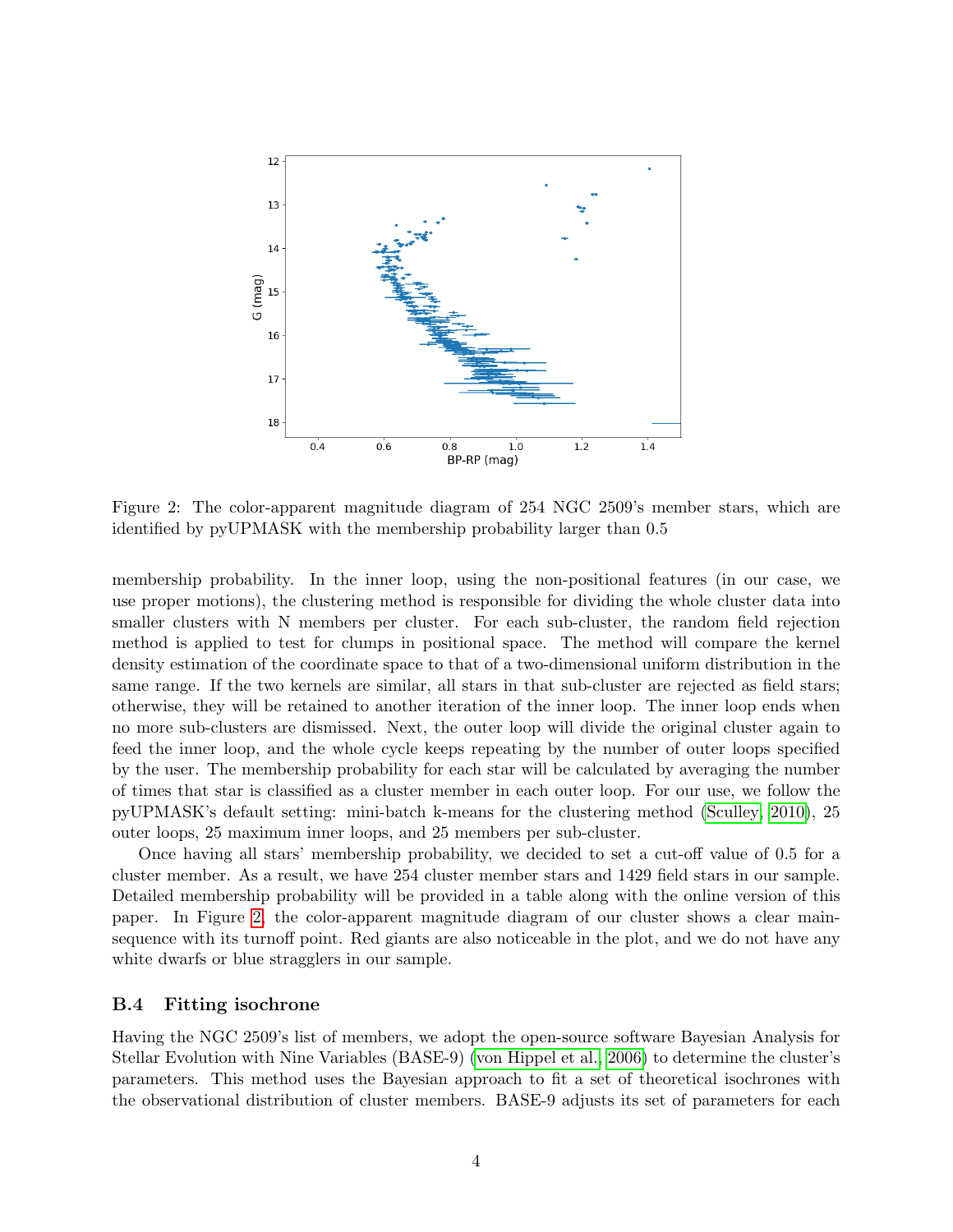Figure 2: The color-apparent magnitude diagram of 254 NGC 2509's member stars, which are identified by pyUPMASK with the membership probability larger than 0.5

membership probability. In the inner loop, using the non-positional features (in our case, we use proper motions), the clustering method is responsible for dividing the whole cluster data into smaller clusters with N members per cluster. For each sub-cluster, the random field rejection method is applied to test for clumps in positional space. The method will compare the kernel density estimation of the coordinate space to that of a two-dimensional uniform distribution in the same range. If the two kernels are similar, all stars in that sub-cluster are rejected as field stars; otherwise, they will be retained to another iteration of the inner loop. The inner loop ends when no more sub-clusters are dismissed. Next, the outer loop will divide the original cluster again to feed the inner loop, and the whole cycle keeps repeating by the number of outer loops specified by the user. The membership probability for each star will be calculated by averaging the number of times that star is classified as a cluster member in each outer loop. For our use, we follow the pyUPMASK's default setting: mini-batch k-means for the clustering method (Sculley, 2010), 25 outer loops, 25 maximum inner loops, and 25 members per sub-cluster.

Once having all stars' membership probability, we decided to set a cut-off value of 0.5 for a cluster member. As a result, we have 254 cluster member stars and 1429 field stars in our sample. Detailed membership probability will be provided in a table along with the online version of this paper. In Figure 2, the color-apparent magnitude diagram of our cluster shows a clear main-sequence with its turnoff point. Red giants are also noticeable in the plot, and we do not have any white dwarfs or blue stragglers in our sample.

### B.4 Fitting isochrone

Having the NGC 2509's list of members, we adopt the open-source software Bayesian Analysis for Stellar Evolution with Nine Variables (BASE-9) (von Hippel et al., 2006) to determine the cluster's parameters. This method uses the Bayesian approach to fit a set of theoretical isochrones with the observational distribution of cluster members. BASE-9 adjusts its set of parameters for each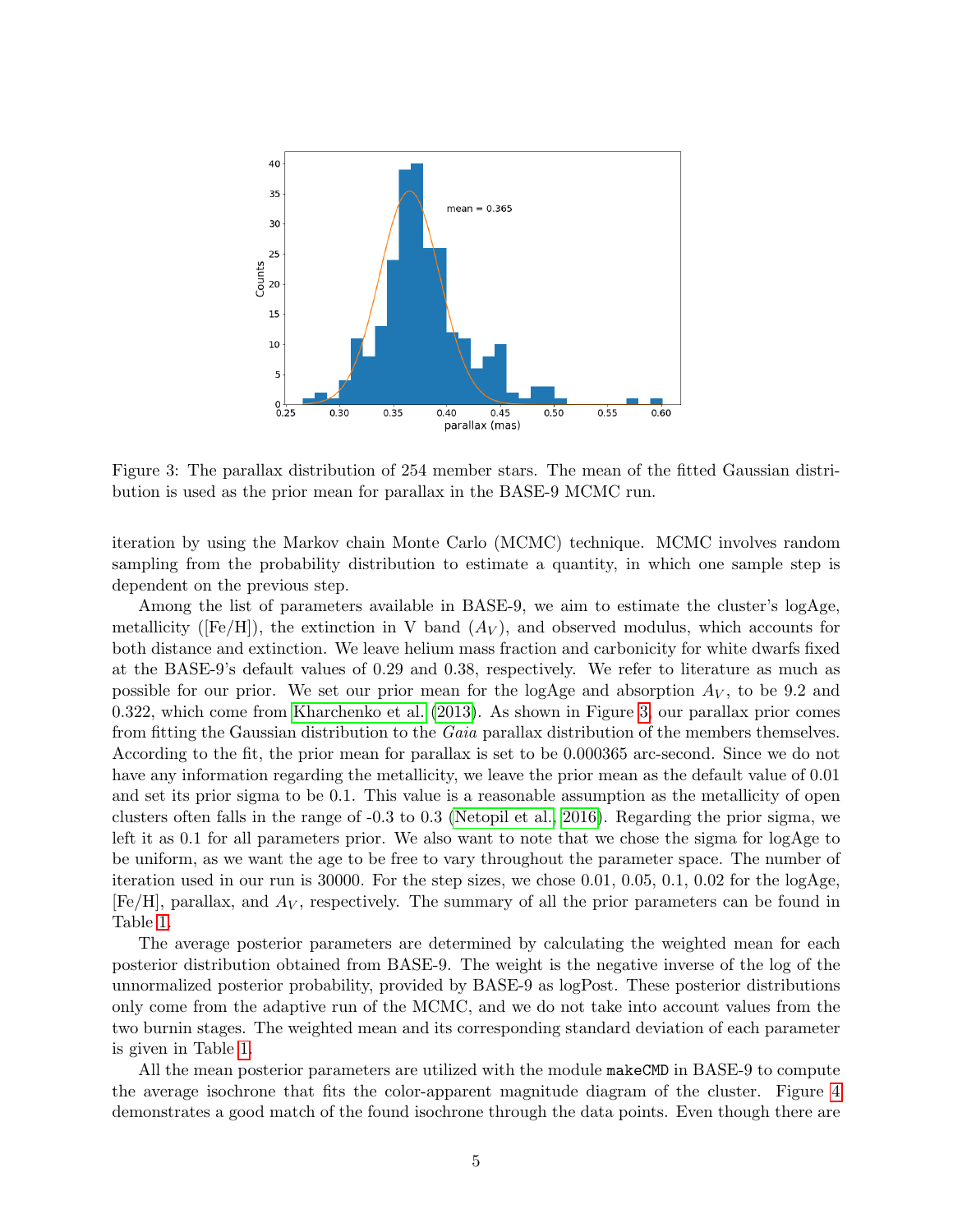Figure 3: The parallax distribution of 254 member stars. The mean of the fitted Gaussian distribution is used as the prior mean for parallax in the BASE-9 MCMC run.

iteration by using the Markov chain Monte Carlo (MCMC) technique. MCMC involves random sampling from the probability distribution to estimate a quantity, in which one sample step is dependent on the previous step.

Among the list of parameters available in BASE-9, we aim to estimate the cluster's logAge, metallicity ([Fe/H]), the extinction in V band ($A_V$), and observed modulus, which accounts for both distance and extinction. We leave helium mass fraction and carbonicity for white dwarfs fixed at the BASE-9's default values of 0.29 and 0.38, respectively. We refer to literature as much as possible for our prior. We set our prior mean for the logAge and absorption $A_V$, to be 9.2 and 0.322, which come from Kharchenko et al. (2013). As shown in Figure 3, our parallax prior comes from fitting the Gaussian distribution to the *Gaia* parallax distribution of the members themselves. According to the fit, the prior mean for parallax is set to be 0.000365 arc-second. Since we do not have any information regarding the metallicity, we leave the prior mean as the default value of 0.01 and set its prior sigma to be 0.1. This value is a reasonable assumption as the metallicity of open clusters often falls in the range of -0.3 to 0.3 (Netopil et al., 2016). Regarding the prior sigma, we left it as 0.1 for all parameters prior. We also want to note that we chose the sigma for logAge to be uniform, as we want the age to be free to vary throughout the parameter space. The number of iteration used in our run is 30000. For the step sizes, we chose 0.01, 0.05, 0.1, 0.02 for the logAge, [Fe/H], parallax, and $A_V$, respectively. The summary of all the prior parameters can be found in Table 1.

The average posterior parameters are determined by calculating the weighted mean for each posterior distribution obtained from BASE-9. The weight is the negative inverse of the log of the unnormalized posterior probability, provided by BASE-9 as logPost. These posterior distributions only come from the adaptive run of the MCMC, and we do not take into account values from the two burnin stages. The weighted mean and its corresponding standard deviation of each parameter is given in Table 1.

All the mean posterior parameters are utilized with the module `makeCMD` in BASE-9 to compute the average isochrone that fits the color-apparent magnitude diagram of the cluster. Figure 4 demonstrates a good match of the found isochrone through the data points. Even though there are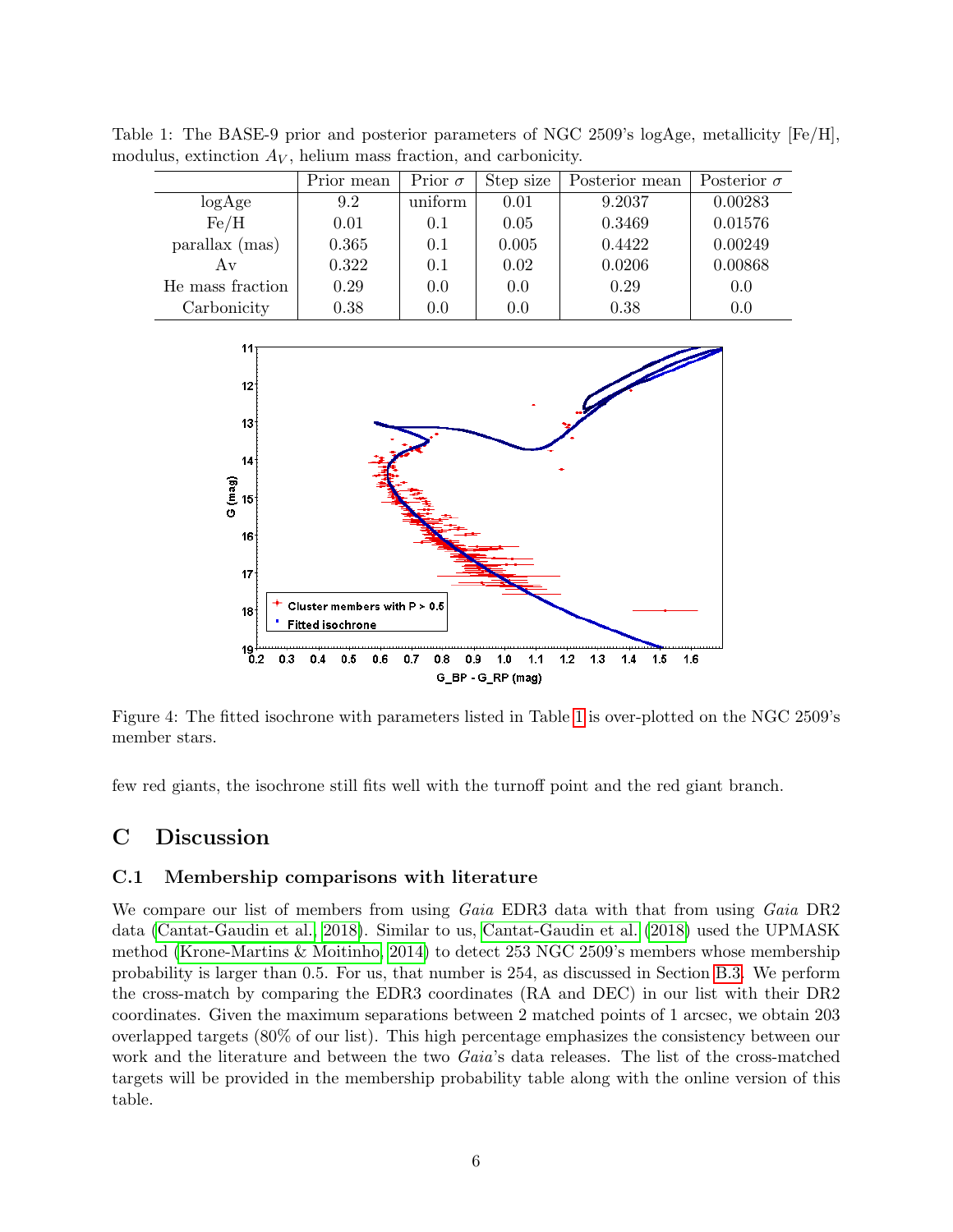Table 1: The BASE-9 prior and posterior parameters of NGC 2509's logAge, metallicity [Fe/H], modulus, extinction $A_V$, helium mass fraction, and carbonicity.

| | Prior mean | Prior $\sigma$ | Step size | Posterior mean | Posterior $\sigma$ |
|---|---|---|---|---|---|
| logAge | 9.2 | uniform | 0.01 | 9.2037 | 0.00283 |
| Fe/H | 0.01 | 0.1 | 0.05 | 0.3469 | 0.01576 |
| parallax (mas) | 0.365 | 0.1 | 0.005 | 0.4422 | 0.00249 |
| Av | 0.322 | 0.1 | 0.02 | 0.0206 | 0.00868 |
| He mass fraction | 0.29 | 0.0 | 0.0 | 0.29 | 0.0 |
| Carbonicity | 0.38 | 0.0 | 0.0 | 0.38 | 0.0 |

Figure 4: The fitted isochrone with parameters listed in Table 1 is over-plotted on the NGC 2509's member stars.

few red giants, the isochrone still fits well with the turnoff point and the red giant branch.

# C Discussion

## C.1 Membership comparisons with literature

We compare our list of members from using *Gaia* EDR3 data with that from using *Gaia* DR2 data (Cantat-Gaudin et al., 2018). Similar to us, Cantat-Gaudin et al. (2018) used the UPMASK method (Krone-Martins & Moitinho, 2014) to detect 253 NGC 2509's members whose membership probability is larger than 0.5. For us, that number is 254, as discussed in Section B.3. We perform the cross-match by comparing the EDR3 coordinates (RA and DEC) in our list with their DR2 coordinates. Given the maximum separations between 2 matched points of 1 arcsec, we obtain 203 overlapped targets (80% of our list). This high percentage emphasizes the consistency between our work and the literature and between the two *Gaia*'s data releases. The list of the cross-matched targets will be provided in the membership probability table along with the online version of this table.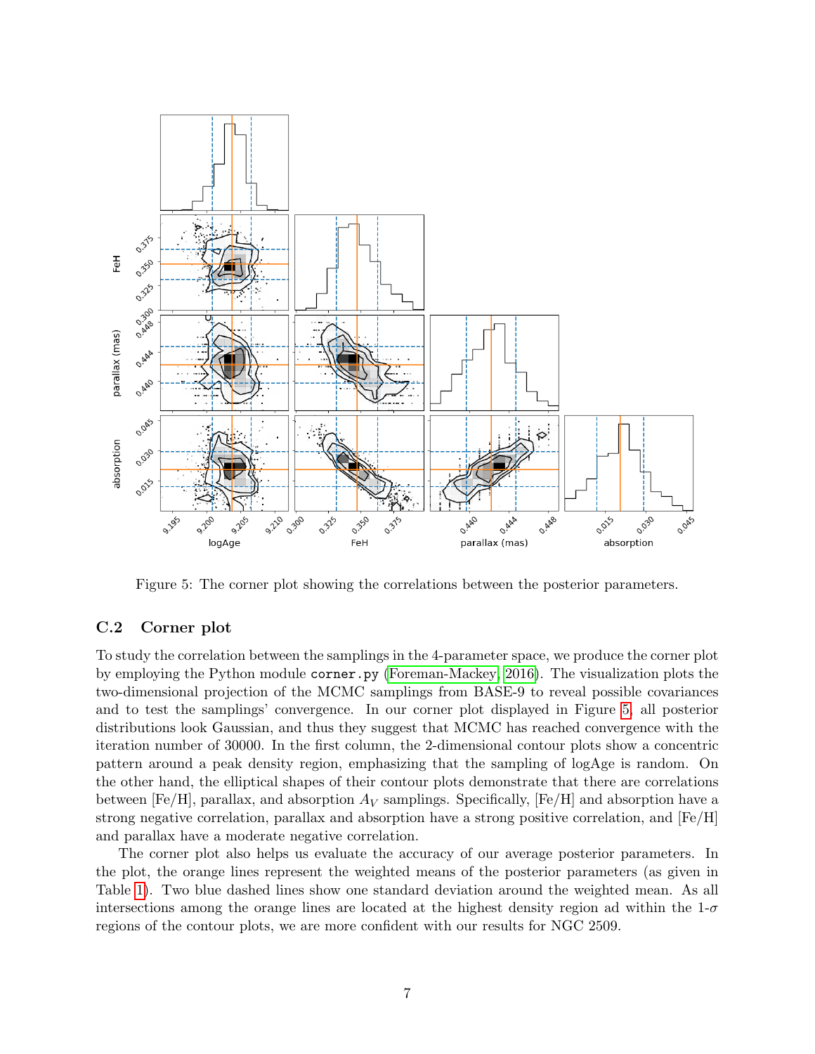Figure 5: The corner plot showing the correlations between the posterior parameters.

### C.2 Corner plot

To study the correlation between the samplings in the 4-parameter space, we produce the corner plot by employing the Python module `corner.py` (Foreman-Mackey, 2016). The visualization plots the two-dimensional projection of the MCMC samplings from BASE-9 to reveal possible covariances and to test the samplings' convergence. In our corner plot displayed in Figure 5, all posterior distributions look Gaussian, and thus they suggest that MCMC has reached convergence with the iteration number of 30000. In the first column, the 2-dimensional contour plots show a concentric pattern around a peak density region, emphasizing that the sampling of logAge is random. On the other hand, the elliptical shapes of their contour plots demonstrate that there are correlations between [Fe/H], parallax, and absorption $A_V$ samplings. Specifically, [Fe/H] and absorption have a strong negative correlation, parallax and absorption have a strong positive correlation, and [Fe/H] and parallax have a moderate negative correlation.

The corner plot also helps us evaluate the accuracy of our average posterior parameters. In the plot, the orange lines represent the weighted means of the posterior parameters (as given in Table 1). Two blue dashed lines show one standard deviation around the weighted mean. As all intersections among the orange lines are located at the highest density region ad within the 1-$\sigma$ regions of the contour plots, we are more confident with our results for NGC 2509.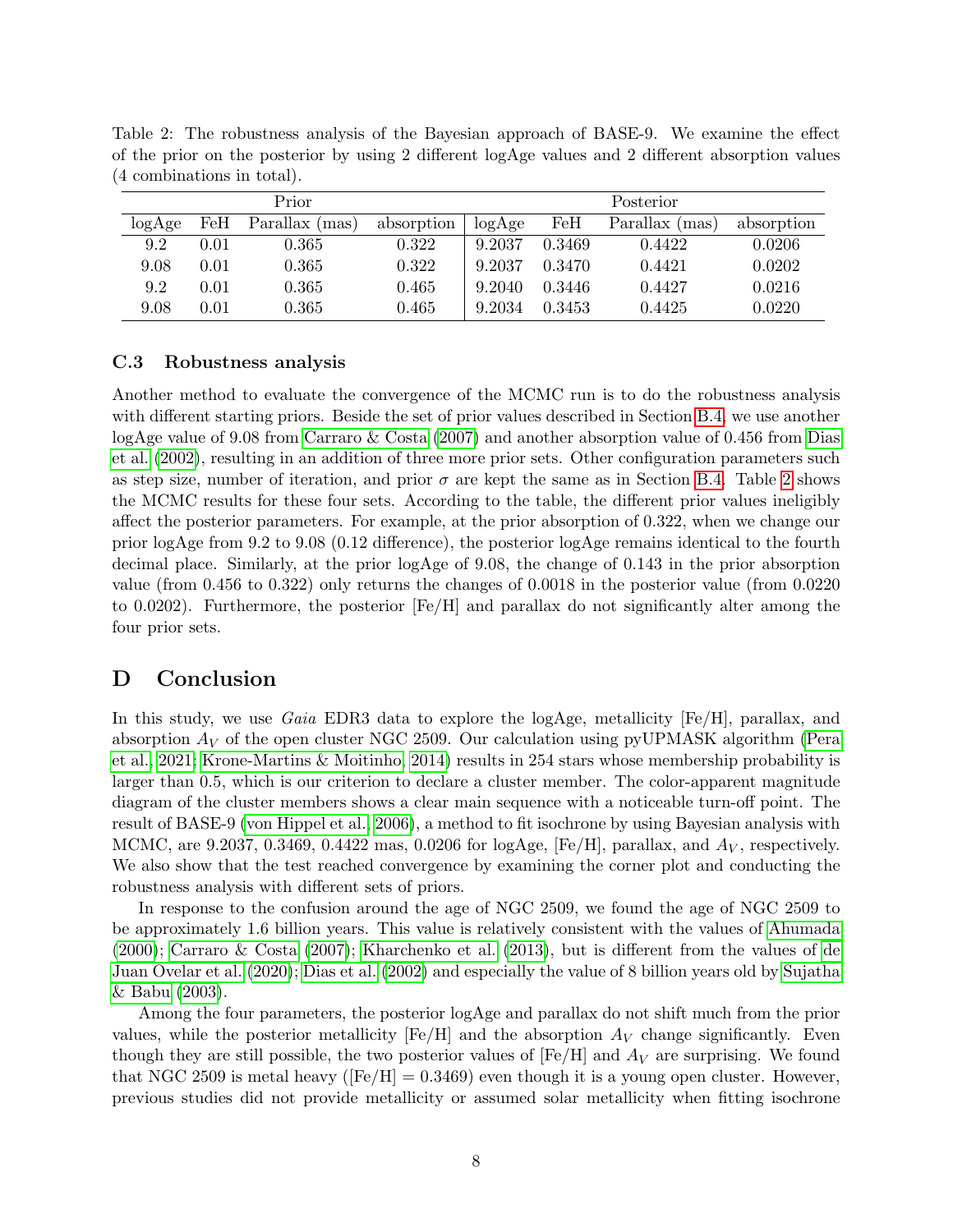Table 2: The robustness analysis of the Bayesian approach of BASE-9. We examine the effect of the prior on the posterior by using 2 different logAge values and 2 different absorption values (4 combinations in total).

| Prior | | | | Posterior | | | |
|---|---|---|---|---|---|---|---|
| logAge | FeH | Parallax (mas) | absorption | logAge | FeH | Parallax (mas) | absorption |
| 9.2 | 0.01 | 0.365 | 0.322 | 9.2037 | 0.3469 | 0.4422 | 0.0206 |
| 9.08 | 0.01 | 0.365 | 0.322 | 9.2037 | 0.3470 | 0.4421 | 0.0202 |
| 9.2 | 0.01 | 0.365 | 0.465 | 9.2040 | 0.3446 | 0.4427 | 0.0216 |
| 9.08 | 0.01 | 0.365 | 0.465 | 9.2034 | 0.3453 | 0.4425 | 0.0220 |

### C.3 Robustness analysis

Another method to evaluate the convergence of the MCMC run is to do the robustness analysis with different starting priors. Beside the set of prior values described in Section B.4, we use another logAge value of 9.08 from Carraro & Costa (2007) and another absorption value of 0.456 from Dias et al. (2002), resulting in an addition of three more prior sets. Other configuration parameters such as step size, number of iteration, and prior $\sigma$ are kept the same as in Section B.4. Table 2 shows the MCMC results for these four sets. According to the table, the different prior values ineligibly affect the posterior parameters. For example, at the prior absorption of 0.322, when we change our prior logAge from 9.2 to 9.08 (0.12 difference), the posterior logAge remains identical to the fourth decimal place. Similarly, at the prior logAge of 9.08, the change of 0.143 in the prior absorption value (from 0.456 to 0.322) only returns the changes of 0.0018 in the posterior value (from 0.0220 to 0.0202). Furthermore, the posterior [Fe/H] and parallax do not significantly alter among the four prior sets.

## D Conclusion

In this study, we use *Gaia* EDR3 data to explore the logAge, metallicity [Fe/H], parallax, and absorption $A_V$ of the open cluster NGC 2509. Our calculation using pyUPMASK algorithm (Pera et al., 2021; Krone-Martins & Moitinho, 2014) results in 254 stars whose membership probability is larger than 0.5, which is our criterion to declare a cluster member. The color-apparent magnitude diagram of the cluster members shows a clear main sequence with a noticeable turn-off point. The result of BASE-9 (von Hippel et al., 2006), a method to fit isochrone by using Bayesian analysis with MCMC, are 9.2037, 0.3469, 0.4422 mas, 0.0206 for logAge, [Fe/H], parallax, and $A_V$, respectively. We also show that the test reached convergence by examining the corner plot and conducting the robustness analysis with different sets of priors.

In response to the confusion around the age of NGC 2509, we found the age of NGC 2509 to be approximately 1.6 billion years. This value is relatively consistent with the values of Ahumada (2000); Carraro & Costa (2007); Kharchenko et al. (2013), but is different from the values of de Juan Ovelar et al. (2020); Dias et al. (2002) and especially the value of 8 billion years old by Sujatha & Babu (2003).

Among the four parameters, the posterior logAge and parallax do not shift much from the prior values, while the posterior metallicity [Fe/H] and the absorption $A_V$ change significantly. Even though they are still possible, the two posterior values of [Fe/H] and $A_V$ are surprising. We found that NGC 2509 is metal heavy ([Fe/H] = 0.3469) even though it is a young open cluster. However, previous studies did not provide metallicity or assumed solar metallicity when fitting isochrone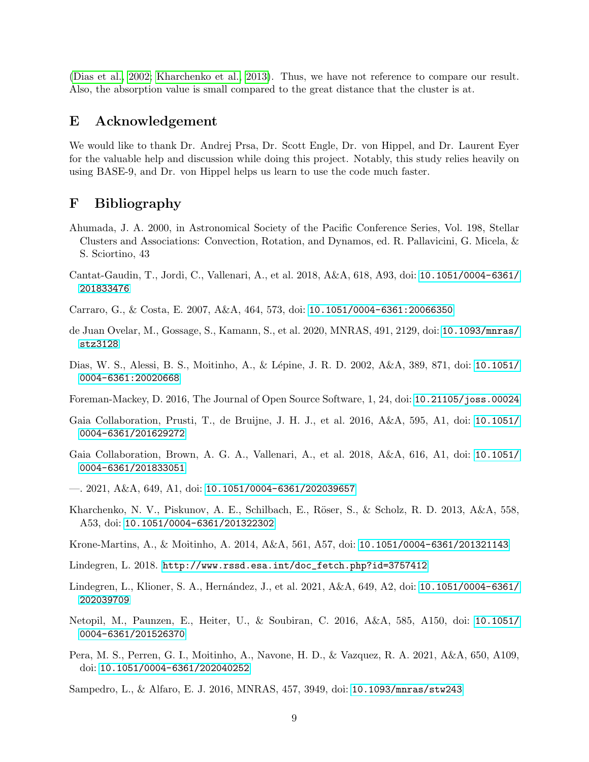(Dias et al., 2002; Kharchenko et al., 2013). Thus, we have not reference to compare our result. Also, the absorption value is small compared to the great distance that the cluster is at.

## E Acknowledgement

We would like to thank Dr. Andrej Prsa, Dr. Scott Engle, Dr. von Hippel, and Dr. Laurent Eyer for the valuable help and discussion while doing this project. Notably, this study relies heavily on using BASE-9, and Dr. von Hippel helps us learn to use the code much faster.

## F Bibliography

Ahumada, J. A. 2000, in Astronomical Society of the Pacific Conference Series, Vol. 198, Stellar Clusters and Associations: Convection, Rotation, and Dynamos, ed. R. Pallavicini, G. Micela, & S. Sciortino, 43

Cantat-Gaudin, T., Jordi, C., Vallenari, A., et al. 2018, A&A, 618, A93, doi: 10.1051/0004-6361/201833476

Carraro, G., & Costa, E. 2007, A&A, 464, 573, doi: 10.1051/0004-6361:20066350

de Juan Ovelar, M., Gossage, S., Kamann, S., et al. 2020, MNRAS, 491, 2129, doi: 10.1093/mnras/stz3128

Dias, W. S., Alessi, B. S., Moitinho, A., & Lépine, J. R. D. 2002, A&A, 389, 871, doi: 10.1051/0004-6361:20020668

Foreman-Mackey, D. 2016, The Journal of Open Source Software, 1, 24, doi: 10.21105/joss.00024

Gaia Collaboration, Prusti, T., de Bruijne, J. H. J., et al. 2016, A&A, 595, A1, doi: 10.1051/0004-6361/201629272

Gaia Collaboration, Brown, A. G. A., Vallenari, A., et al. 2018, A&A, 616, A1, doi: 10.1051/0004-6361/201833051

—. 2021, A&A, 649, A1, doi: 10.1051/0004-6361/202039657

Kharchenko, N. V., Piskunov, A. E., Schilbach, E., Röser, S., & Scholz, R. D. 2013, A&A, 558, A53, doi: 10.1051/0004-6361/201322302

Krone-Martins, A., & Moitinho, A. 2014, A&A, 561, A57, doi: 10.1051/0004-6361/201321143

Lindegren, L. 2018. http://www.rssd.esa.int/doc_fetch.php?id=3757412

Lindegren, L., Klioner, S. A., Hernández, J., et al. 2021, A&A, 649, A2, doi: 10.1051/0004-6361/202039709

Netopil, M., Paunzen, E., Heiter, U., & Soubiran, C. 2016, A&A, 585, A150, doi: 10.1051/0004-6361/201526370

Pera, M. S., Perren, G. I., Moitinho, A., Navone, H. D., & Vazquez, R. A. 2021, A&A, 650, A109, doi: 10.1051/0004-6361/202040252

Sampedro, L., & Alfaro, E. J. 2016, MNRAS, 457, 3949, doi: 10.1093/mnras/stw243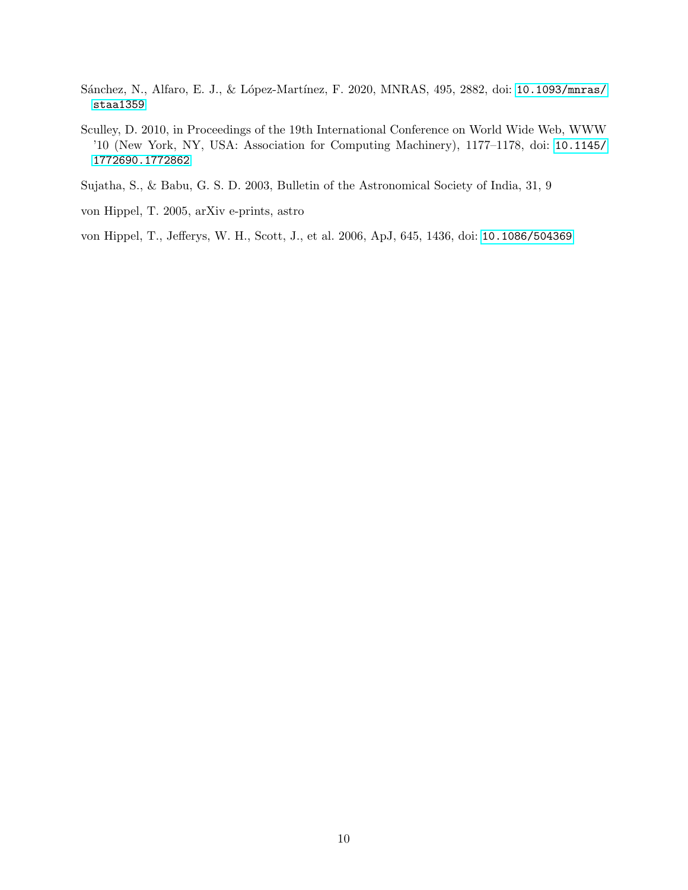Sánchez, N., Alfaro, E. J., & López-Martínez, F. 2020, MNRAS, 495, 2882, doi: 10.1093/mnras/staa1359

Sculley, D. 2010, in Proceedings of the 19th International Conference on World Wide Web, WWW '10 (New York, NY, USA: Association for Computing Machinery), 1177–1178, doi: 10.1145/1772690.1772862

Sujatha, S., & Babu, G. S. D. 2003, Bulletin of the Astronomical Society of India, 31, 9

von Hippel, T. 2005, arXiv e-prints, astro

von Hippel, T., Jefferys, W. H., Scott, J., et al. 2006, ApJ, 645, 1436, doi: 10.1086/504369